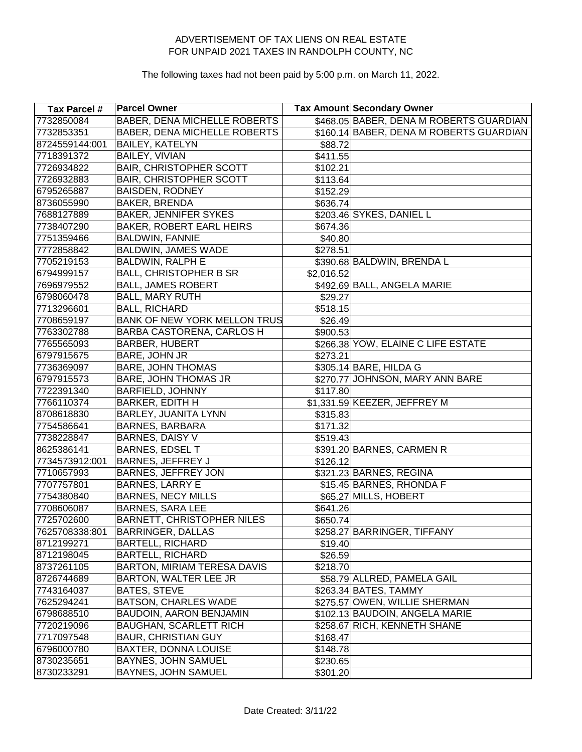ADVERTISEMENT OF TAX LIENS ON REAL ESTATE
FOR UNPAID 2021 TAXES IN RANDOLPH COUNTY, NC

The following taxes had not been paid by 5:00 p.m. on March 11, 2022.

| Tax Parcel # | Parcel Owner | Tax Amount | Secondary Owner |
|---|---|---|---|
| 7732850084 | BABER, DENA MICHELLE ROBERTS | $468.05 | BABER, DENA M ROBERTS GUARDIAN |
| 7732853351 | BABER, DENA MICHELLE ROBERTS | $160.14 | BABER, DENA M ROBERTS GUARDIAN |
| 8724559144:001 | BAILEY, KATELYN | $88.72 | |
| 7718391372 | BAILEY, VIVIAN | $411.55 | |
| 7726934822 | BAIR, CHRISTOPHER SCOTT | $102.21 | |
| 7726932883 | BAIR, CHRISTOPHER SCOTT | $113.64 | |
| 6795265887 | BAISDEN, RODNEY | $152.29 | |
| 8736055990 | BAKER, BRENDA | $636.74 | |
| 7688127889 | BAKER, JENNIFER SYKES | $203.46 | SYKES, DANIEL L |
| 7738407290 | BAKER, ROBERT EARL HEIRS | $674.36 | |
| 7751359466 | BALDWIN, FANNIE | $40.80 | |
| 7772858842 | BALDWIN, JAMES WADE | $278.51 | |
| 7705219153 | BALDWIN, RALPH E | $390.68 | BALDWIN, BRENDA L |
| 6794999157 | BALL, CHRISTOPHER B SR | $2,016.52 | |
| 7696979552 | BALL, JAMES ROBERT | $492.69 | BALL, ANGELA MARIE |
| 6798060478 | BALL, MARY RUTH | $29.27 | |
| 7713296601 | BALL, RICHARD | $518.15 | |
| 7708659197 | BANK OF NEW YORK MELLON TRUS | $26.49 | |
| 7763302788 | BARBA CASTORENA, CARLOS H | $900.53 | |
| 7765565093 | BARBER, HUBERT | $266.38 | YOW, ELAINE C LIFE ESTATE |
| 6797915675 | BARE, JOHN JR | $273.21 | |
| 7736369097 | BARE, JOHN THOMAS | $305.14 | BARE, HILDA G |
| 6797915573 | BARE, JOHN THOMAS JR | $270.77 | JOHNSON, MARY ANN BARE |
| 7722391340 | BARFIELD, JOHNNY | $117.80 | |
| 7766110374 | BARKER, EDITH H | $1,331.59 | KEEZER, JEFFREY M |
| 8708618830 | BARLEY, JUANITA LYNN | $315.83 | |
| 7754586641 | BARNES, BARBARA | $171.32 | |
| 7738228847 | BARNES, DAISY V | $519.43 | |
| 8625386141 | BARNES, EDSEL T | $391.20 | BARNES, CARMEN R |
| 7734573912:001 | BARNES, JEFFREY J | $126.12 | |
| 7710657993 | BARNES, JEFFREY JON | $321.23 | BARNES, REGINA |
| 7707757801 | BARNES, LARRY E | $15.45 | BARNES, RHONDA F |
| 7754380840 | BARNES, NECY MILLS | $65.27 | MILLS, HOBERT |
| 7708606087 | BARNES, SARA LEE | $641.26 | |
| 7725702600 | BARNETT, CHRISTOPHER NILES | $650.74 | |
| 7625708338:801 | BARRINGER, DALLAS | $258.27 | BARRINGER, TIFFANY |
| 8712199271 | BARTELL, RICHARD | $19.40 | |
| 8712198045 | BARTELL, RICHARD | $26.59 | |
| 8737261105 | BARTON, MIRIAM TERESA DAVIS | $218.70 | |
| 8726744689 | BARTON, WALTER LEE JR | $58.79 | ALLRED, PAMELA GAIL |
| 7743164037 | BATES, STEVE | $263.34 | BATES, TAMMY |
| 7625294241 | BATSON, CHARLES WADE | $275.57 | OWEN, WILLIE SHERMAN |
| 6798688510 | BAUDOIN, AARON BENJAMIN | $102.13 | BAUDOIN, ANGELA MARIE |
| 7720219096 | BAUGHAN, SCARLETT RICH | $258.67 | RICH, KENNETH SHANE |
| 7717097548 | BAUR, CHRISTIAN GUY | $168.47 | |
| 6796000780 | BAXTER, DONNA LOUISE | $148.78 | |
| 8730235651 | BAYNES, JOHN SAMUEL | $230.65 | |
| 8730233291 | BAYNES, JOHN SAMUEL | $301.20 | |

Date Created: 3/11/22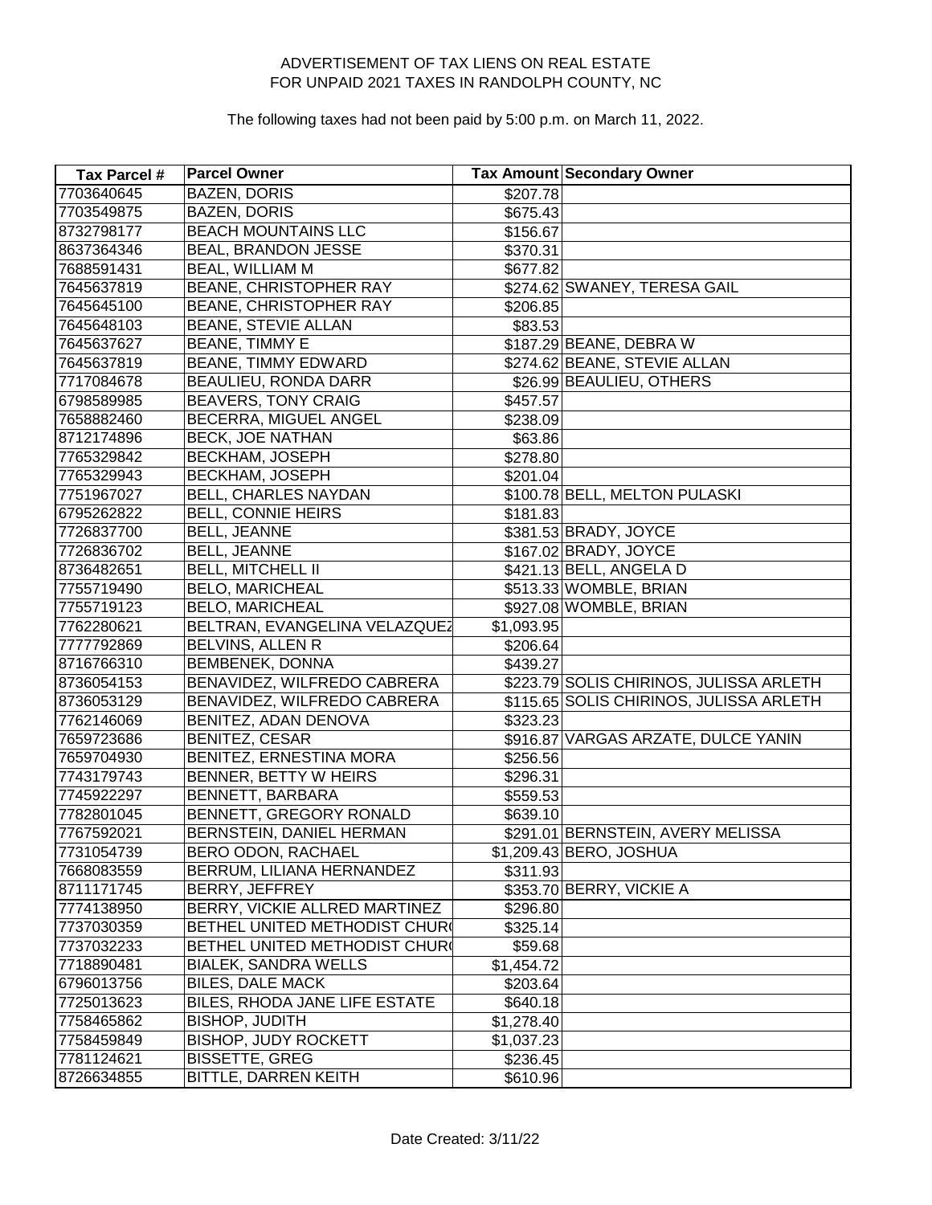ADVERTISEMENT OF TAX LIENS ON REAL ESTATE
FOR UNPAID 2021 TAXES IN RANDOLPH COUNTY, NC

The following taxes had not been paid by 5:00 p.m. on March 11, 2022.

| Tax Parcel # | Parcel Owner | Tax Amount | Secondary Owner |
|---|---|---|---|
| 7703640645 | BAZEN, DORIS | $207.78 | |
| 7703549875 | BAZEN, DORIS | $675.43 | |
| 8732798177 | BEACH MOUNTAINS LLC | $156.67 | |
| 8637364346 | BEAL, BRANDON JESSE | $370.31 | |
| 7688591431 | BEAL, WILLIAM M | $677.82 | |
| 7645637819 | BEANE, CHRISTOPHER RAY | $274.62 | SWANEY, TERESA GAIL |
| 7645645100 | BEANE, CHRISTOPHER RAY | $206.85 | |
| 7645648103 | BEANE, STEVIE ALLAN | $83.53 | |
| 7645637627 | BEANE, TIMMY E | $187.29 | BEANE, DEBRA W |
| 7645637819 | BEANE, TIMMY EDWARD | $274.62 | BEANE, STEVIE ALLAN |
| 7717084678 | BEAULIEU, RONDA DARR | $26.99 | BEAULIEU, OTHERS |
| 6798589985 | BEAVERS, TONY CRAIG | $457.57 | |
| 7658882460 | BECERRA, MIGUEL ANGEL | $238.09 | |
| 8712174896 | BECK, JOE NATHAN | $63.86 | |
| 7765329842 | BECKHAM, JOSEPH | $278.80 | |
| 7765329943 | BECKHAM, JOSEPH | $201.04 | |
| 7751967027 | BELL, CHARLES NAYDAN | $100.78 | BELL, MELTON PULASKI |
| 6795262822 | BELL, CONNIE HEIRS | $181.83 | |
| 7726837700 | BELL, JEANNE | $381.53 | BRADY, JOYCE |
| 7726836702 | BELL, JEANNE | $167.02 | BRADY, JOYCE |
| 8736482651 | BELL, MITCHELL II | $421.13 | BELL, ANGELA D |
| 7755719490 | BELO, MARICHEAL | $513.33 | WOMBLE, BRIAN |
| 7755719123 | BELO, MARICHEAL | $927.08 | WOMBLE, BRIAN |
| 7762280621 | BELTRAN, EVANGELINA VELAZQUEZ | $1,093.95 | |
| 7777792869 | BELVINS, ALLEN R | $206.64 | |
| 8716766310 | BEMBENEK, DONNA | $439.27 | |
| 8736054153 | BENAVIDEZ, WILFREDO CABRERA | $223.79 | SOLIS CHIRINOS, JULISSA ARLETH |
| 8736053129 | BENAVIDEZ, WILFREDO CABRERA | $115.65 | SOLIS CHIRINOS, JULISSA ARLETH |
| 7762146069 | BENITEZ, ADAN DENOVA | $323.23 | |
| 7659723686 | BENITEZ, CESAR | $916.87 | VARGAS ARZATE, DULCE YANIN |
| 7659704930 | BENITEZ, ERNESTINA MORA | $256.56 | |
| 7743179743 | BENNER, BETTY W HEIRS | $296.31 | |
| 7745922297 | BENNETT, BARBARA | $559.53 | |
| 7782801045 | BENNETT, GREGORY RONALD | $639.10 | |
| 7767592021 | BERNSTEIN, DANIEL HERMAN | $291.01 | BERNSTEIN, AVERY MELISSA |
| 7731054739 | BERO ODON, RACHAEL | $1,209.43 | BERO, JOSHUA |
| 7668083559 | BERRUM, LILIANA HERNANDEZ | $311.93 | |
| 8711171745 | BERRY, JEFFREY | $353.70 | BERRY, VICKIE A |
| 7774138950 | BERRY, VICKIE ALLRED MARTINEZ | $296.80 | |
| 7737030359 | BETHEL UNITED METHODIST CHURC | $325.14 | |
| 7737032233 | BETHEL UNITED METHODIST CHURC | $59.68 | |
| 7718890481 | BIALEK, SANDRA WELLS | $1,454.72 | |
| 6796013756 | BILES, DALE MACK | $203.64 | |
| 7725013623 | BILES, RHODA JANE LIFE ESTATE | $640.18 | |
| 7758465862 | BISHOP, JUDITH | $1,278.40 | |
| 7758459849 | BISHOP, JUDY ROCKETT | $1,037.23 | |
| 7781124621 | BISSETTE, GREG | $236.45 | |
| 8726634855 | BITTLE, DARREN KEITH | $610.96 | |

Date Created: 3/11/22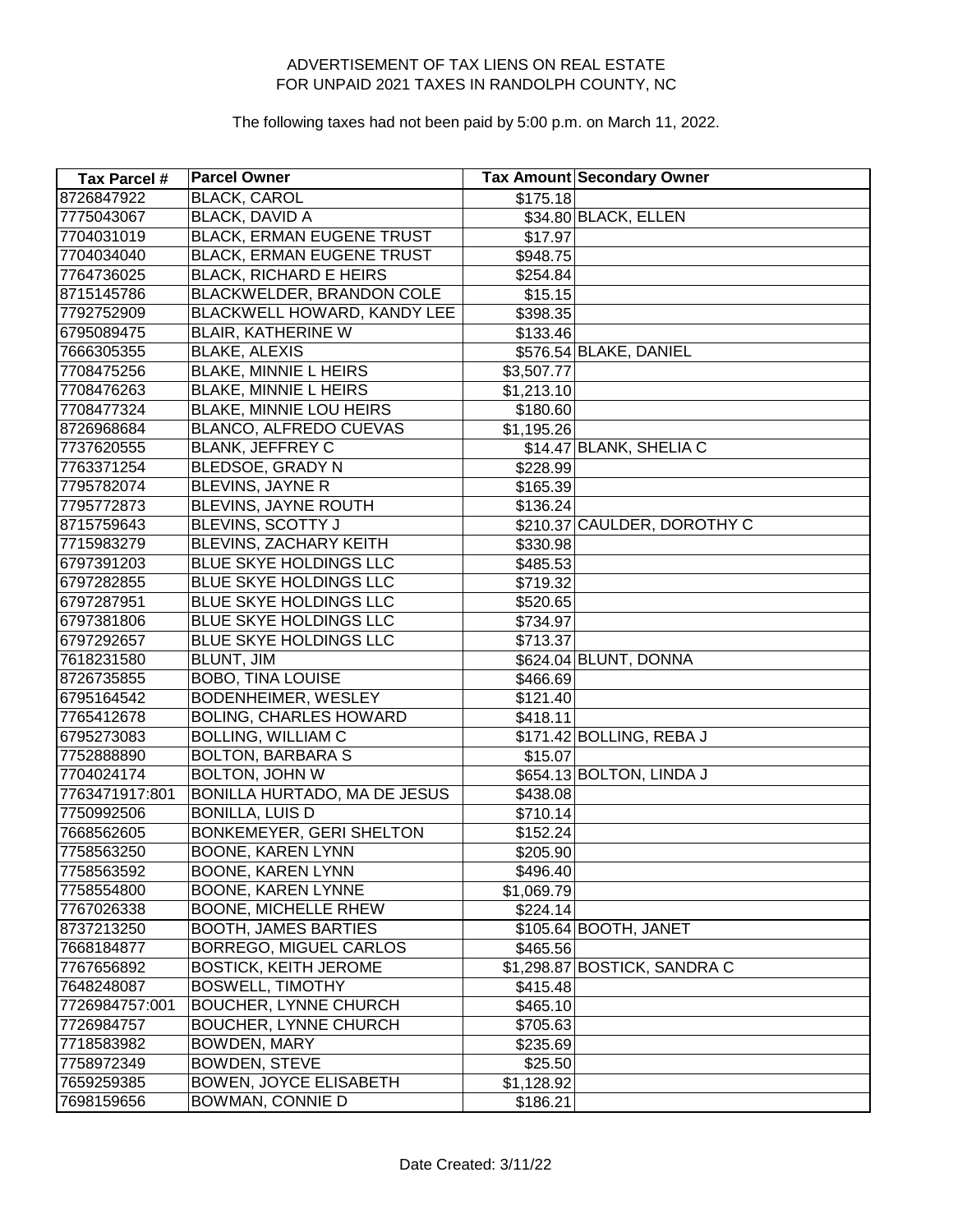ADVERTISEMENT OF TAX LIENS ON REAL ESTATE
FOR UNPAID 2021 TAXES IN RANDOLPH COUNTY, NC

The following taxes had not been paid by 5:00 p.m. on March 11, 2022.

| Tax Parcel # | Parcel Owner | Tax Amount | Secondary Owner |
|---|---|---|---|
| 8726847922 | BLACK, CAROL | $175.18 | |
| 7775043067 | BLACK, DAVID A | $34.80 | BLACK, ELLEN |
| 7704031019 | BLACK, ERMAN EUGENE TRUST | $17.97 | |
| 7704034040 | BLACK, ERMAN EUGENE TRUST | $948.75 | |
| 7764736025 | BLACK, RICHARD E HEIRS | $254.84 | |
| 8715145786 | BLACKWELDER, BRANDON COLE | $15.15 | |
| 7792752909 | BLACKWELL HOWARD, KANDY LEE | $398.35 | |
| 6795089475 | BLAIR, KATHERINE W | $133.46 | |
| 7666305355 | BLAKE, ALEXIS | $576.54 | BLAKE, DANIEL |
| 7708475256 | BLAKE, MINNIE L HEIRS | $3,507.77 | |
| 7708476263 | BLAKE, MINNIE L HEIRS | $1,213.10 | |
| 7708477324 | BLAKE, MINNIE LOU HEIRS | $180.60 | |
| 8726968684 | BLANCO, ALFREDO CUEVAS | $1,195.26 | |
| 7737620555 | BLANK, JEFFREY C | $14.47 | BLANK, SHELIA C |
| 7763371254 | BLEDSOE, GRADY N | $228.99 | |
| 7795782074 | BLEVINS, JAYNE R | $165.39 | |
| 7795772873 | BLEVINS, JAYNE ROUTH | $136.24 | |
| 8715759643 | BLEVINS, SCOTTY J | $210.37 | CAULDER, DOROTHY C |
| 7715983279 | BLEVINS, ZACHARY KEITH | $330.98 | |
| 6797391203 | BLUE SKYE HOLDINGS LLC | $485.53 | |
| 6797282855 | BLUE SKYE HOLDINGS LLC | $719.32 | |
| 6797287951 | BLUE SKYE HOLDINGS LLC | $520.65 | |
| 6797381806 | BLUE SKYE HOLDINGS LLC | $734.97 | |
| 6797292657 | BLUE SKYE HOLDINGS LLC | $713.37 | |
| 7618231580 | BLUNT, JIM | $624.04 | BLUNT, DONNA |
| 8726735855 | BOBO, TINA LOUISE | $466.69 | |
| 6795164542 | BODENHEIMER, WESLEY | $121.40 | |
| 7765412678 | BOLING, CHARLES HOWARD | $418.11 | |
| 6795273083 | BOLLING, WILLIAM C | $171.42 | BOLLING, REBA J |
| 7752888890 | BOLTON, BARBARA S | $15.07 | |
| 7704024174 | BOLTON, JOHN W | $654.13 | BOLTON, LINDA J |
| 7763471917:801 | BONILLA HURTADO, MA DE JESUS | $438.08 | |
| 7750992506 | BONILLA, LUIS D | $710.14 | |
| 7668562605 | BONKEMEYER, GERI SHELTON | $152.24 | |
| 7758563250 | BOONE, KAREN LYNN | $205.90 | |
| 7758563592 | BOONE, KAREN LYNN | $496.40 | |
| 7758554800 | BOONE, KAREN LYNNE | $1,069.79 | |
| 7767026338 | BOONE, MICHELLE RHEW | $224.14 | |
| 8737213250 | BOOTH, JAMES BARTIES | $105.64 | BOOTH, JANET |
| 7668184877 | BORREGO, MIGUEL CARLOS | $465.56 | |
| 7767656892 | BOSTICK, KEITH JEROME | $1,298.87 | BOSTICK, SANDRA C |
| 7648248087 | BOSWELL, TIMOTHY | $415.48 | |
| 7726984757:001 | BOUCHER, LYNNE CHURCH | $465.10 | |
| 7726984757 | BOUCHER, LYNNE CHURCH | $705.63 | |
| 7718583982 | BOWDEN, MARY | $235.69 | |
| 7758972349 | BOWDEN, STEVE | $25.50 | |
| 7659259385 | BOWEN, JOYCE ELISABETH | $1,128.92 | |
| 7698159656 | BOWMAN, CONNIE D | $186.21 | |

Date Created: 3/11/22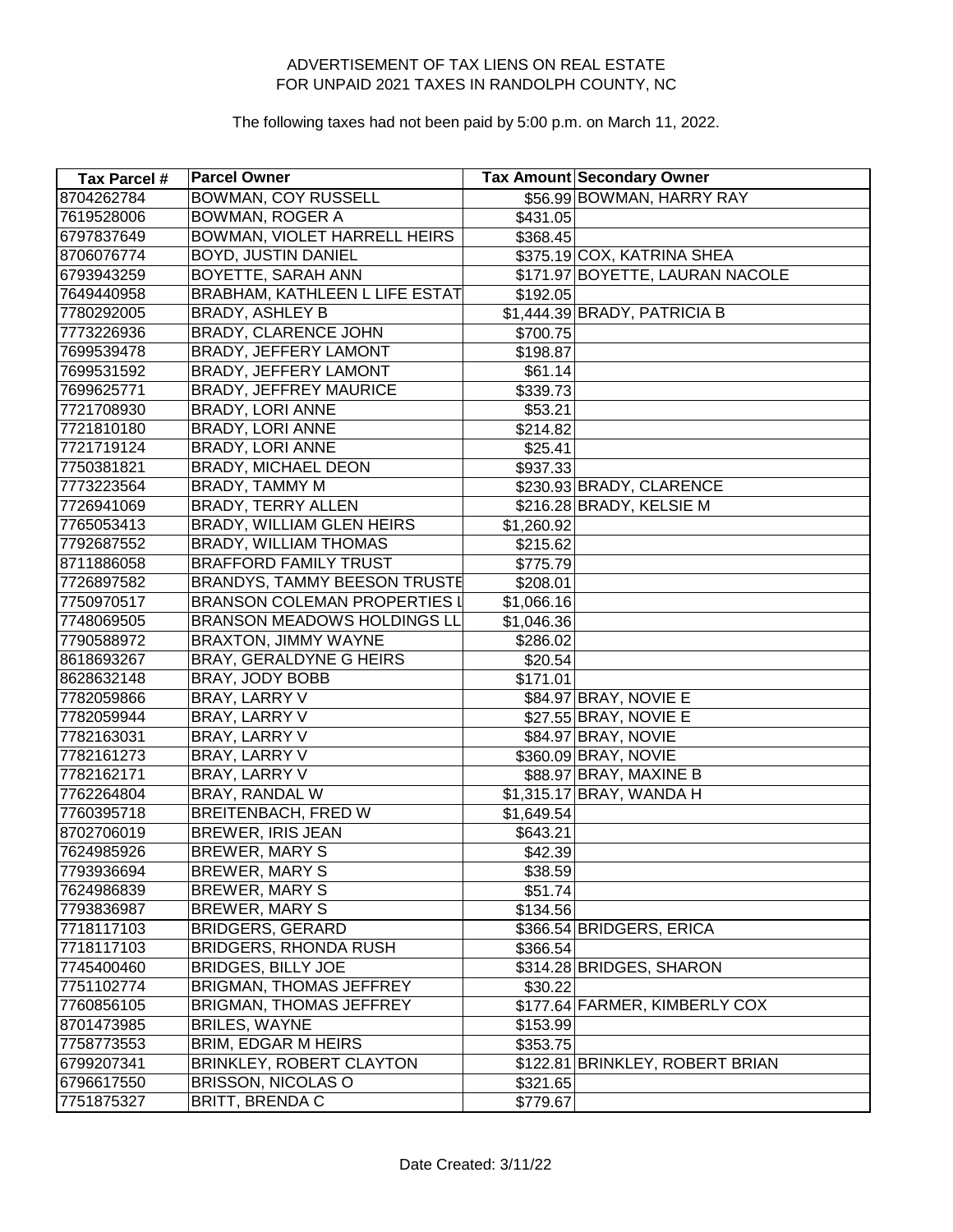ADVERTISEMENT OF TAX LIENS ON REAL ESTATE
FOR UNPAID 2021 TAXES IN RANDOLPH COUNTY, NC

The following taxes had not been paid by 5:00 p.m. on March 11, 2022.

| Tax Parcel # | Parcel Owner | Tax Amount | Secondary Owner |
|---|---|---|---|
| 8704262784 | BOWMAN, COY RUSSELL | $56.99 | BOWMAN, HARRY RAY |
| 7619528006 | BOWMAN, ROGER A | $431.05 | |
| 6797837649 | BOWMAN, VIOLET HARRELL HEIRS | $368.45 | |
| 8706076774 | BOYD, JUSTIN DANIEL | $375.19 | COX, KATRINA SHEA |
| 6793943259 | BOYETTE, SARAH ANN | $171.97 | BOYETTE, LAURAN NACOLE |
| 7649440958 | BRABHAM, KATHLEEN L LIFE ESTAT | $192.05 | |
| 7780292005 | BRADY, ASHLEY B | $1,444.39 | BRADY, PATRICIA B |
| 7773226936 | BRADY, CLARENCE JOHN | $700.75 | |
| 7699539478 | BRADY, JEFFERY LAMONT | $198.87 | |
| 7699531592 | BRADY, JEFFERY LAMONT | $61.14 | |
| 7699625771 | BRADY, JEFFREY MAURICE | $339.73 | |
| 7721708930 | BRADY, LORI ANNE | $53.21 | |
| 7721810180 | BRADY, LORI ANNE | $214.82 | |
| 7721719124 | BRADY, LORI ANNE | $25.41 | |
| 7750381821 | BRADY, MICHAEL DEON | $937.33 | |
| 7773223564 | BRADY, TAMMY M | $230.93 | BRADY, CLARENCE |
| 7726941069 | BRADY, TERRY ALLEN | $216.28 | BRADY, KELSIE M |
| 7765053413 | BRADY, WILLIAM GLEN HEIRS | $1,260.92 | |
| 7792687552 | BRADY, WILLIAM THOMAS | $215.62 | |
| 8711886058 | BRAFFORD FAMILY TRUST | $775.79 | |
| 7726897582 | BRANDYS, TAMMY BEESON TRUSTE | $208.01 | |
| 7750970517 | BRANSON COLEMAN PROPERTIES L | $1,066.16 | |
| 7748069505 | BRANSON MEADOWS HOLDINGS LL | $1,046.36 | |
| 7790588972 | BRAXTON, JIMMY WAYNE | $286.02 | |
| 8618693267 | BRAY, GERALDYNE G HEIRS | $20.54 | |
| 8628632148 | BRAY, JODY BOBB | $171.01 | |
| 7782059866 | BRAY, LARRY V | $84.97 | BRAY, NOVIE E |
| 7782059944 | BRAY, LARRY V | $27.55 | BRAY, NOVIE E |
| 7782163031 | BRAY, LARRY V | $84.97 | BRAY, NOVIE |
| 7782161273 | BRAY, LARRY V | $360.09 | BRAY, NOVIE |
| 7782162171 | BRAY, LARRY V | $88.97 | BRAY, MAXINE B |
| 7762264804 | BRAY, RANDAL W | $1,315.17 | BRAY, WANDA H |
| 7760395718 | BREITENBACH, FRED W | $1,649.54 | |
| 8702706019 | BREWER, IRIS JEAN | $643.21 | |
| 7624985926 | BREWER, MARY S | $42.39 | |
| 7793936694 | BREWER, MARY S | $38.59 | |
| 7624986839 | BREWER, MARY S | $51.74 | |
| 7793836987 | BREWER, MARY S | $134.56 | |
| 7718117103 | BRIDGERS, GERARD | $366.54 | BRIDGERS, ERICA |
| 7718117103 | BRIDGERS, RHONDA RUSH | $366.54 | |
| 7745400460 | BRIDGES, BILLY JOE | $314.28 | BRIDGES, SHARON |
| 7751102774 | BRIGMAN, THOMAS JEFFREY | $30.22 | |
| 7760856105 | BRIGMAN, THOMAS JEFFREY | $177.64 | FARMER, KIMBERLY COX |
| 8701473985 | BRILES, WAYNE | $153.99 | |
| 7758773553 | BRIM, EDGAR M HEIRS | $353.75 | |
| 6799207341 | BRINKLEY, ROBERT CLAYTON | $122.81 | BRINKLEY, ROBERT BRIAN |
| 6796617550 | BRISSON, NICOLAS O | $321.65 | |
| 7751875327 | BRITT, BRENDA C | $779.67 | |

Date Created: 3/11/22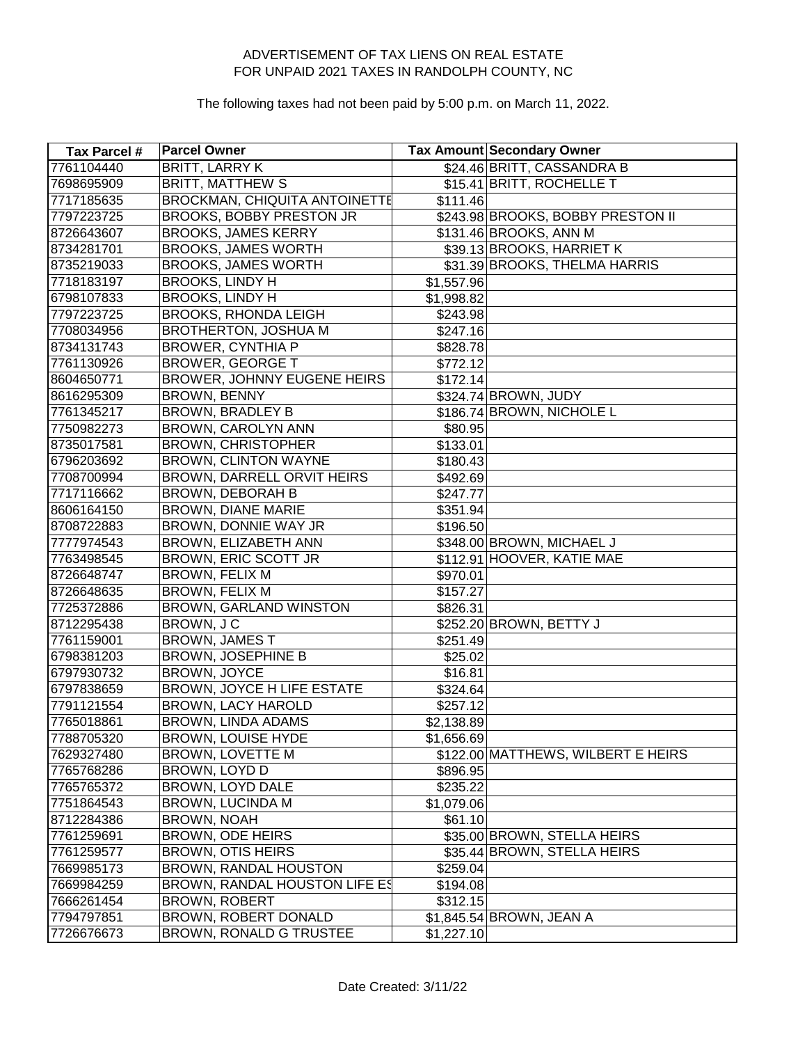# ADVERTISEMENT OF TAX LIENS ON REAL ESTATE FOR UNPAID 2021 TAXES IN RANDOLPH COUNTY, NC

The following taxes had not been paid by 5:00 p.m. on March 11, 2022.

| Tax Parcel # | Parcel Owner | Tax Amount | Secondary Owner |
|---|---|---|---|
| 7761104440 | BRITT, LARRY K | $24.46 | BRITT, CASSANDRA B |
| 7698695909 | BRITT, MATTHEW S | $15.41 | BRITT, ROCHELLE T |
| 7717185635 | BROCKMAN, CHIQUITA ANTOINETTE | $111.46 | |
| 7797223725 | BROOKS, BOBBY PRESTON JR | $243.98 | BROOKS, BOBBY PRESTON II |
| 8726643607 | BROOKS, JAMES KERRY | $131.46 | BROOKS, ANN M |
| 8734281701 | BROOKS, JAMES WORTH | $39.13 | BROOKS, HARRIET K |
| 8735219033 | BROOKS, JAMES WORTH | $31.39 | BROOKS, THELMA HARRIS |
| 7718183197 | BROOKS, LINDY H | $1,557.96 | |
| 6798107833 | BROOKS, LINDY H | $1,998.82 | |
| 7797223725 | BROOKS, RHONDA LEIGH | $243.98 | |
| 7708034956 | BROTHERTON, JOSHUA M | $247.16 | |
| 8734131743 | BROWER, CYNTHIA P | $828.78 | |
| 7761130926 | BROWER, GEORGE T | $772.12 | |
| 8604650771 | BROWER, JOHNNY EUGENE HEIRS | $172.14 | |
| 8616295309 | BROWN, BENNY | $324.74 | BROWN, JUDY |
| 7761345217 | BROWN, BRADLEY B | $186.74 | BROWN, NICHOLE L |
| 7750982273 | BROWN, CAROLYN ANN | $80.95 | |
| 8735017581 | BROWN, CHRISTOPHER | $133.01 | |
| 6796203692 | BROWN, CLINTON WAYNE | $180.43 | |
| 7708700994 | BROWN, DARRELL ORVIT HEIRS | $492.69 | |
| 7717116662 | BROWN, DEBORAH B | $247.77 | |
| 8606164150 | BROWN, DIANE MARIE | $351.94 | |
| 8708722883 | BROWN, DONNIE WAY JR | $196.50 | |
| 7777974543 | BROWN, ELIZABETH ANN | $348.00 | BROWN, MICHAEL J |
| 7763498545 | BROWN, ERIC SCOTT JR | $112.91 | HOOVER, KATIE MAE |
| 8726648747 | BROWN, FELIX M | $970.01 | |
| 8726648635 | BROWN, FELIX M | $157.27 | |
| 7725372886 | BROWN, GARLAND WINSTON | $826.31 | |
| 8712295438 | BROWN, J C | $252.20 | BROWN, BETTY J |
| 7761159001 | BROWN, JAMES T | $251.49 | |
| 6798381203 | BROWN, JOSEPHINE B | $25.02 | |
| 6797930732 | BROWN, JOYCE | $16.81 | |
| 6797838659 | BROWN, JOYCE H LIFE ESTATE | $324.64 | |
| 7791121554 | BROWN, LACY HAROLD | $257.12 | |
| 7765018861 | BROWN, LINDA ADAMS | $2,138.89 | |
| 7788705320 | BROWN, LOUISE HYDE | $1,656.69 | |
| 7629327480 | BROWN, LOVETTE M | $122.00 | MATTHEWS, WILBERT E HEIRS |
| 7765768286 | BROWN, LOYD D | $896.95 | |
| 7765765372 | BROWN, LOYD DALE | $235.22 | |
| 7751864543 | BROWN, LUCINDA M | $1,079.06 | |
| 8712284386 | BROWN, NOAH | $61.10 | |
| 7761259691 | BROWN, ODE HEIRS | $35.00 | BROWN, STELLA HEIRS |
| 7761259577 | BROWN, OTIS HEIRS | $35.44 | BROWN, STELLA HEIRS |
| 7669985173 | BROWN, RANDAL HOUSTON | $259.04 | |
| 7669984259 | BROWN, RANDAL HOUSTON LIFE ES | $194.08 | |
| 7666261454 | BROWN, ROBERT | $312.15 | |
| 7794797851 | BROWN, ROBERT DONALD | $1,845.54 | BROWN, JEAN A |
| 7726676673 | BROWN, RONALD G TRUSTEE | $1,227.10 | |

Date Created: 3/11/22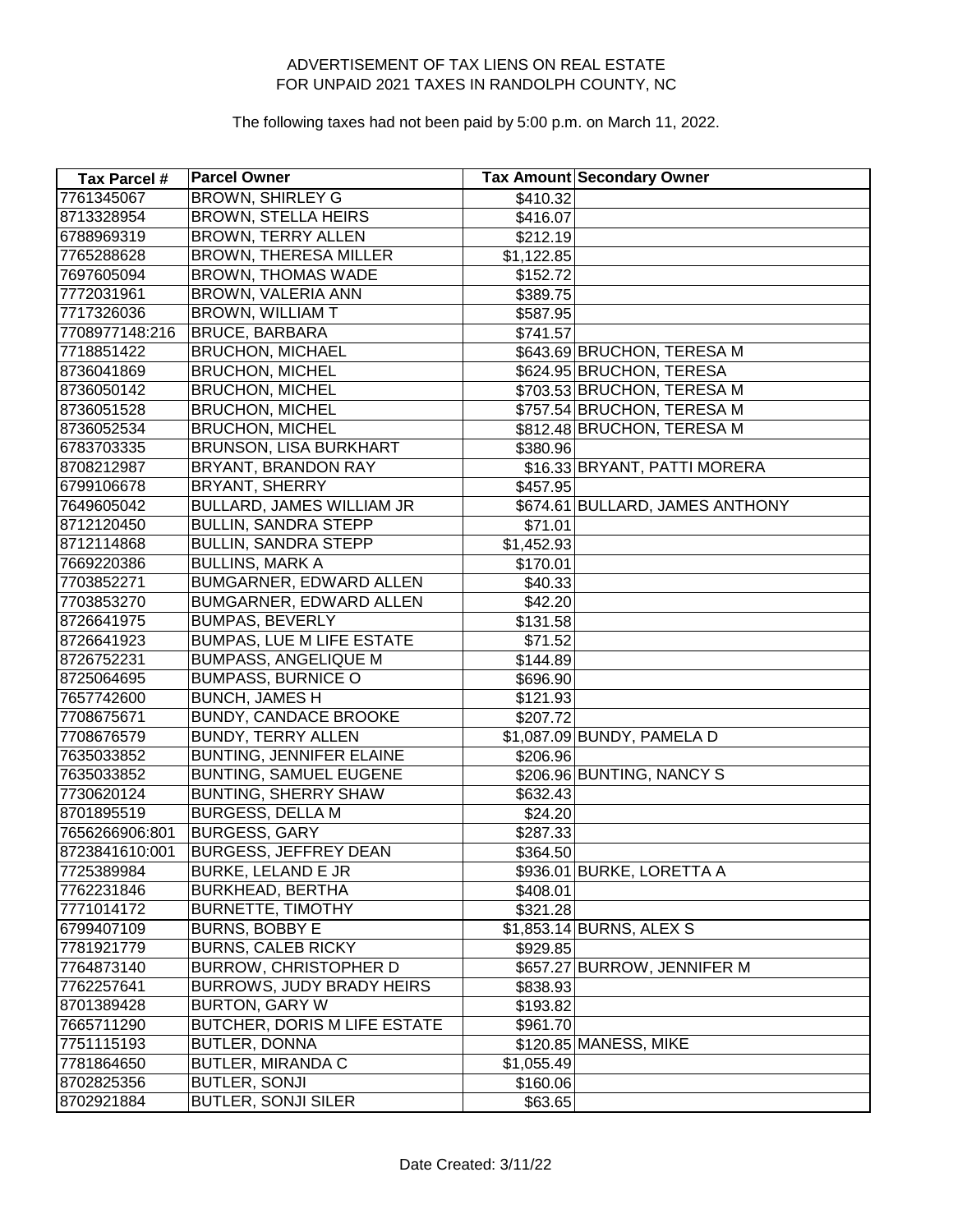ADVERTISEMENT OF TAX LIENS ON REAL ESTATE
FOR UNPAID 2021 TAXES IN RANDOLPH COUNTY, NC

The following taxes had not been paid by 5:00 p.m. on March 11, 2022.

| Tax Parcel # | Parcel Owner | Tax Amount | Secondary Owner |
|---|---|---|---|
| 7761345067 | BROWN, SHIRLEY G | $410.32 | |
| 8713328954 | BROWN, STELLA HEIRS | $416.07 | |
| 6788969319 | BROWN, TERRY ALLEN | $212.19 | |
| 7765288628 | BROWN, THERESA MILLER | $1,122.85 | |
| 7697605094 | BROWN, THOMAS WADE | $152.72 | |
| 7772031961 | BROWN, VALERIA ANN | $389.75 | |
| 7717326036 | BROWN, WILLIAM T | $587.95 | |
| 7708977148:216 | BRUCE, BARBARA | $741.57 | |
| 7718851422 | BRUCHON, MICHAEL | $643.69 | BRUCHON, TERESA M |
| 8736041869 | BRUCHON, MICHEL | $624.95 | BRUCHON, TERESA |
| 8736050142 | BRUCHON, MICHEL | $703.53 | BRUCHON, TERESA M |
| 8736051528 | BRUCHON, MICHEL | $757.54 | BRUCHON, TERESA M |
| 8736052534 | BRUCHON, MICHEL | $812.48 | BRUCHON, TERESA M |
| 6783703335 | BRUNSON, LISA BURKHART | $380.96 | |
| 8708212987 | BRYANT, BRANDON RAY | $16.33 | BRYANT, PATTI MORERA |
| 6799106678 | BRYANT, SHERRY | $457.95 | |
| 7649605042 | BULLARD, JAMES WILLIAM JR | $674.61 | BULLARD, JAMES ANTHONY |
| 8712120450 | BULLIN, SANDRA STEPP | $71.01 | |
| 8712114868 | BULLIN, SANDRA STEPP | $1,452.93 | |
| 7669220386 | BULLINS, MARK A | $170.01 | |
| 7703852271 | BUMGARNER, EDWARD ALLEN | $40.33 | |
| 7703853270 | BUMGARNER, EDWARD ALLEN | $42.20 | |
| 8726641975 | BUMPAS, BEVERLY | $131.58 | |
| 8726641923 | BUMPAS, LUE M LIFE ESTATE | $71.52 | |
| 8726752231 | BUMPASS, ANGELIQUE M | $144.89 | |
| 8725064695 | BUMPASS, BURNICE O | $696.90 | |
| 7657742600 | BUNCH, JAMES H | $121.93 | |
| 7708675671 | BUNDY, CANDACE BROOKE | $207.72 | |
| 7708676579 | BUNDY, TERRY ALLEN | $1,087.09 | BUNDY, PAMELA D |
| 7635033852 | BUNTING, JENNIFER ELAINE | $206.96 | |
| 7635033852 | BUNTING, SAMUEL EUGENE | $206.96 | BUNTING, NANCY S |
| 7730620124 | BUNTING, SHERRY SHAW | $632.43 | |
| 8701895519 | BURGESS, DELLA M | $24.20 | |
| 7656266906:801 | BURGESS, GARY | $287.33 | |
| 8723841610:001 | BURGESS, JEFFREY DEAN | $364.50 | |
| 7725389984 | BURKE, LELAND E JR | $936.01 | BURKE, LORETTA A |
| 7762231846 | BURKHEAD, BERTHA | $408.01 | |
| 7771014172 | BURNETTE, TIMOTHY | $321.28 | |
| 6799407109 | BURNS, BOBBY E | $1,853.14 | BURNS, ALEX S |
| 7781921779 | BURNS, CALEB RICKY | $929.85 | |
| 7764873140 | BURROW, CHRISTOPHER D | $657.27 | BURROW, JENNIFER M |
| 7762257641 | BURROWS, JUDY BRADY HEIRS | $838.93 | |
| 8701389428 | BURTON, GARY W | $193.82 | |
| 7665711290 | BUTCHER, DORIS M LIFE ESTATE | $961.70 | |
| 7751115193 | BUTLER, DONNA | $120.85 | MANESS, MIKE |
| 7781864650 | BUTLER, MIRANDA C | $1,055.49 | |
| 8702825356 | BUTLER, SONJI | $160.06 | |
| 8702921884 | BUTLER, SONJI SILER | $63.65 | |

Date Created: 3/11/22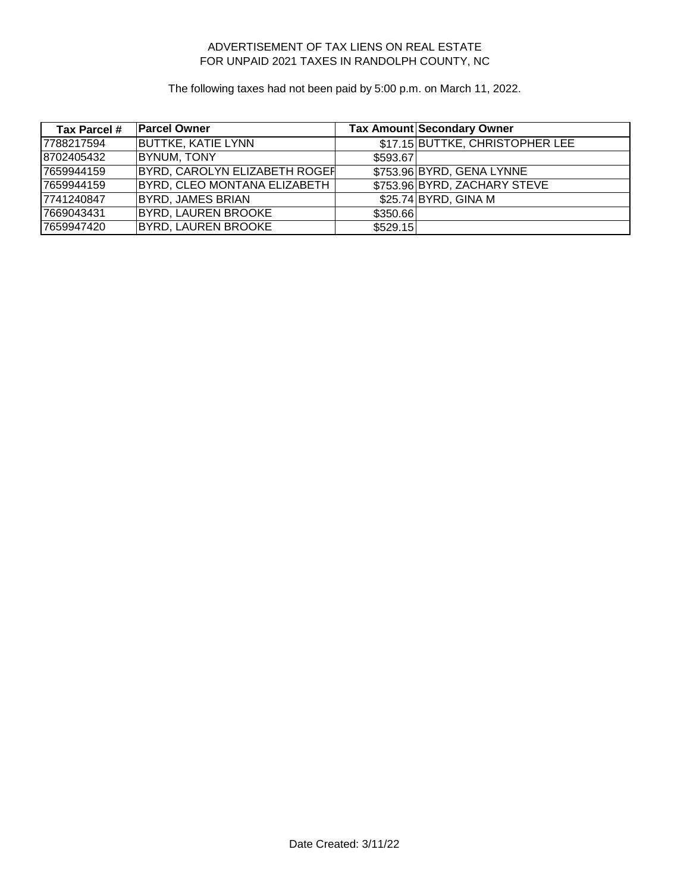ADVERTISEMENT OF TAX LIENS ON REAL ESTATE
FOR UNPAID 2021 TAXES IN RANDOLPH COUNTY, NC

The following taxes had not been paid by 5:00 p.m. on March 11, 2022.

| Tax Parcel # | Parcel Owner | Tax Amount | Secondary Owner |
|---|---|---|---|
| 7788217594 | BUTTKE, KATIE LYNN | $17.15 | BUTTKE, CHRISTOPHER LEE |
| 8702405432 | BYNUM, TONY | $593.67 | |
| 7659944159 | BYRD, CAROLYN ELIZABETH ROGEF | $753.96 | BYRD, GENA LYNNE |
| 7659944159 | BYRD, CLEO MONTANA ELIZABETH | $753.96 | BYRD, ZACHARY STEVE |
| 7741240847 | BYRD, JAMES BRIAN | $25.74 | BYRD, GINA M |
| 7669043431 | BYRD, LAUREN BROOKE | $350.66 | |
| 7659947420 | BYRD, LAUREN BROOKE | $529.15 | |

Date Created: 3/11/22